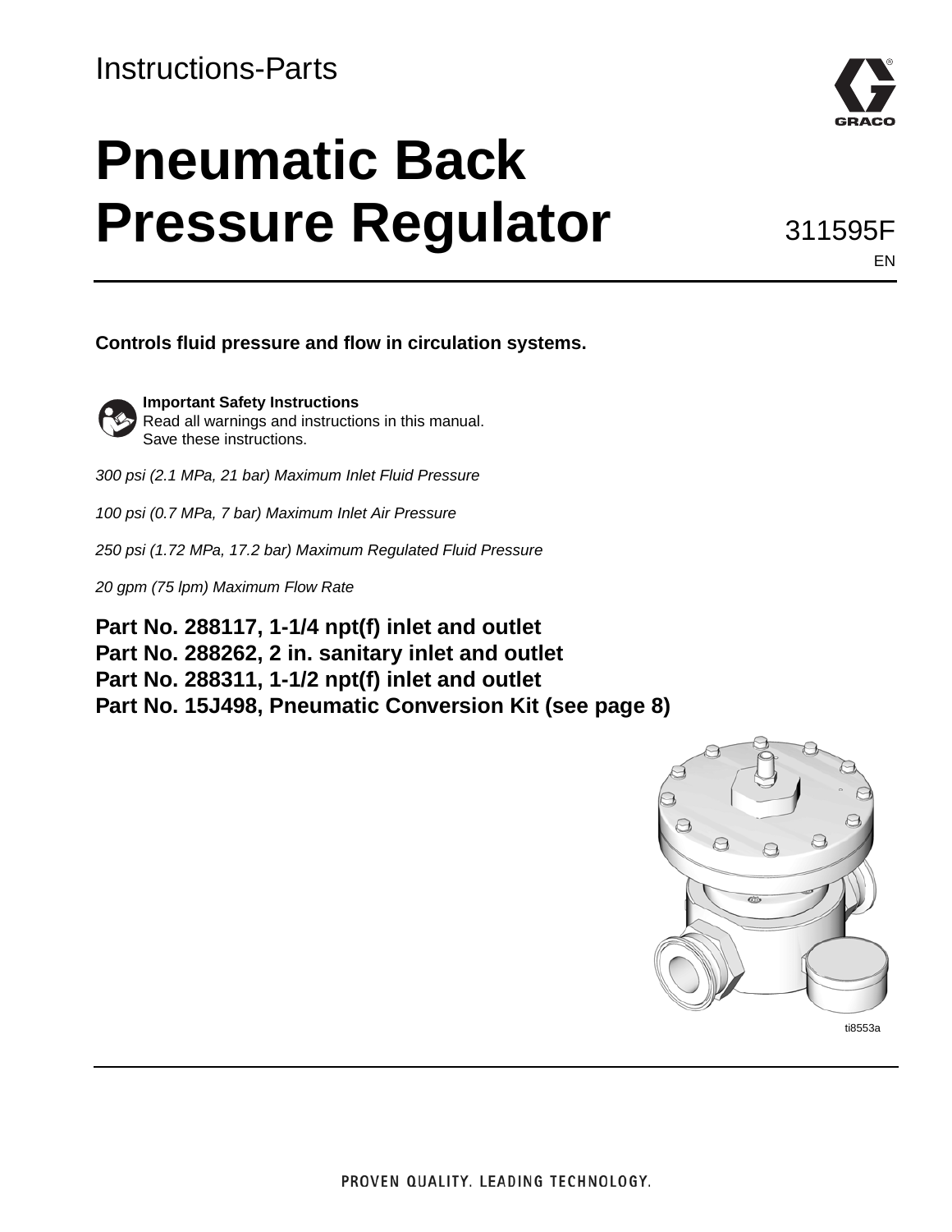Instructions-Parts

# Pneumatic Back Pressure Regulator

311595F

EN

**Controls fluid pressure and flow in circulation systems.**

**Important Safety Instructions**
Read all warnings and instructions in this manual.
Save these instructions.

*300 psi (2.1 MPa, 21 bar) Maximum Inlet Fluid Pressure*

*100 psi (0.7 MPa, 7 bar) Maximum Inlet Air Pressure*

*250 psi (1.72 MPa, 17.2 bar) Maximum Regulated Fluid Pressure*

*20 gpm (75 lpm) Maximum Flow Rate*

**Part No. 288117, 1-1/4 npt(f) inlet and outlet**
**Part No. 288262, 2 in. sanitary inlet and outlet**
**Part No. 288311, 1-1/2 npt(f) inlet and outlet**
**Part No. 15J498, Pneumatic Conversion Kit (see page 8)**

ti8553a

PROVEN QUALITY. LEADING TECHNOLOGY.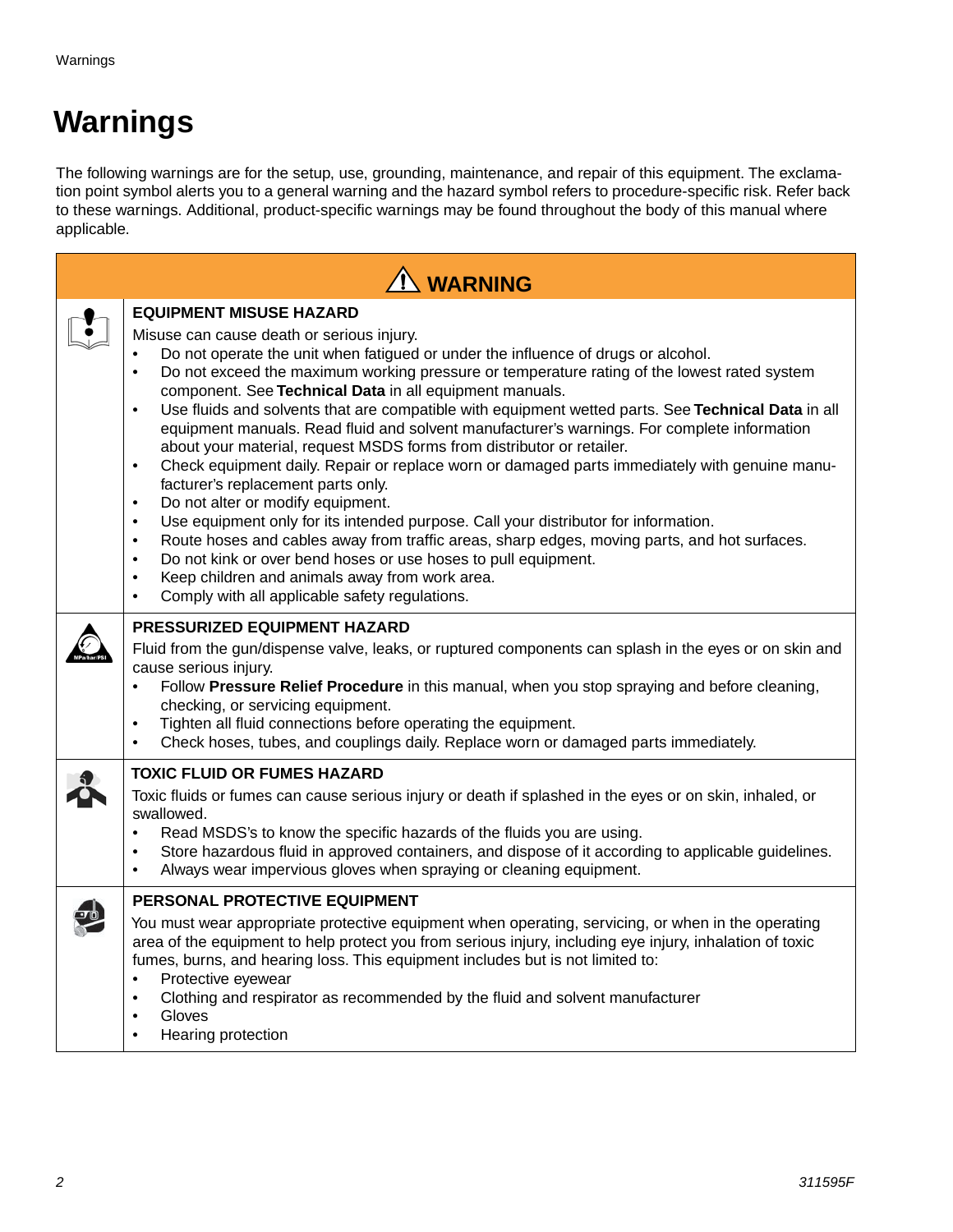# Warnings

The following warnings are for the setup, use, grounding, maintenance, and repair of this equipment. The exclamation point symbol alerts you to a general warning and the hazard symbol refers to procedure-specific risk. Refer back to these warnings. Additional, product-specific warnings may be found throughout the body of this manual where applicable.

## ⚠ WARNING

### EQUIPMENT MISUSE HAZARD

Misuse can cause death or serious injury.

- Do not operate the unit when fatigued or under the influence of drugs or alcohol.
- Do not exceed the maximum working pressure or temperature rating of the lowest rated system component. See **Technical Data** in all equipment manuals.
- Use fluids and solvents that are compatible with equipment wetted parts. See **Technical Data** in all equipment manuals. Read fluid and solvent manufacturer's warnings. For complete information about your material, request MSDS forms from distributor or retailer.
- Check equipment daily. Repair or replace worn or damaged parts immediately with genuine manufacturer's replacement parts only.
- Do not alter or modify equipment.
- Use equipment only for its intended purpose. Call your distributor for information.
- Route hoses and cables away from traffic areas, sharp edges, moving parts, and hot surfaces.
- Do not kink or over bend hoses or use hoses to pull equipment.
- Keep children and animals away from work area.
- Comply with all applicable safety regulations.

### PRESSURIZED EQUIPMENT HAZARD

Fluid from the gun/dispense valve, leaks, or ruptured components can splash in the eyes or on skin and cause serious injury.

- Follow **Pressure Relief Procedure** in this manual, when you stop spraying and before cleaning, checking, or servicing equipment.
- Tighten all fluid connections before operating the equipment.
- Check hoses, tubes, and couplings daily. Replace worn or damaged parts immediately.

### TOXIC FLUID OR FUMES HAZARD

Toxic fluids or fumes can cause serious injury or death if splashed in the eyes or on skin, inhaled, or swallowed.

- Read MSDS's to know the specific hazards of the fluids you are using.
- Store hazardous fluid in approved containers, and dispose of it according to applicable guidelines.
- Always wear impervious gloves when spraying or cleaning equipment.

### PERSONAL PROTECTIVE EQUIPMENT

You must wear appropriate protective equipment when operating, servicing, or when in the operating area of the equipment to help protect you from serious injury, including eye injury, inhalation of toxic fumes, burns, and hearing loss. This equipment includes but is not limited to:

- Protective eyewear
- Clothing and respirator as recommended by the fluid and solvent manufacturer
- Gloves
- Hearing protection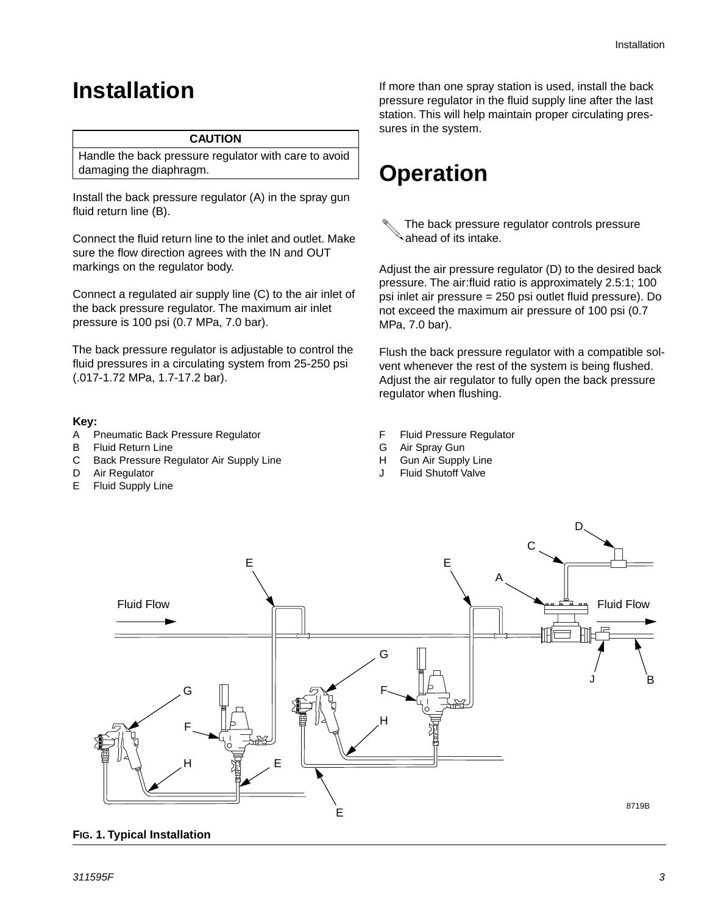# Installation

| CAUTION |
| --- |
| Handle the back pressure regulator with care to avoid damaging the diaphragm. |

Install the back pressure regulator (A) in the spray gun fluid return line (B).

Connect the fluid return line to the inlet and outlet. Make sure the flow direction agrees with the IN and OUT markings on the regulator body.

Connect a regulated air supply line (C) to the air inlet of the back pressure regulator. The maximum air inlet pressure is 100 psi (0.7 MPa, 7.0 bar).

The back pressure regulator is adjustable to control the fluid pressures in a circulating system from 25-250 psi (.017-1.72 MPa, 1.7-17.2 bar).

If more than one spray station is used, install the back pressure regulator in the fluid supply line after the last station. This will help maintain proper circulating pressures in the system.

# Operation

The back pressure regulator controls pressure ahead of its intake.

Adjust the air pressure regulator (D) to the desired back pressure. The air:fluid ratio is approximately 2.5:1; 100 psi inlet air pressure = 250 psi outlet fluid pressure). Do not exceed the maximum air pressure of 100 psi (0.7 MPa, 7.0 bar).

Flush the back pressure regulator with a compatible solvent whenever the rest of the system is being flushed. Adjust the air regulator to fully open the back pressure regulator when flushing.

**Key:**

- A Pneumatic Back Pressure Regulator
- B Fluid Return Line
- C Back Pressure Regulator Air Supply Line
- D Air Regulator
- E Fluid Supply Line
- F Fluid Pressure Regulator
- G Air Spray Gun
- H Gun Air Supply Line
- J Fluid Shutoff Valve

**FIG. 1. Typical Installation**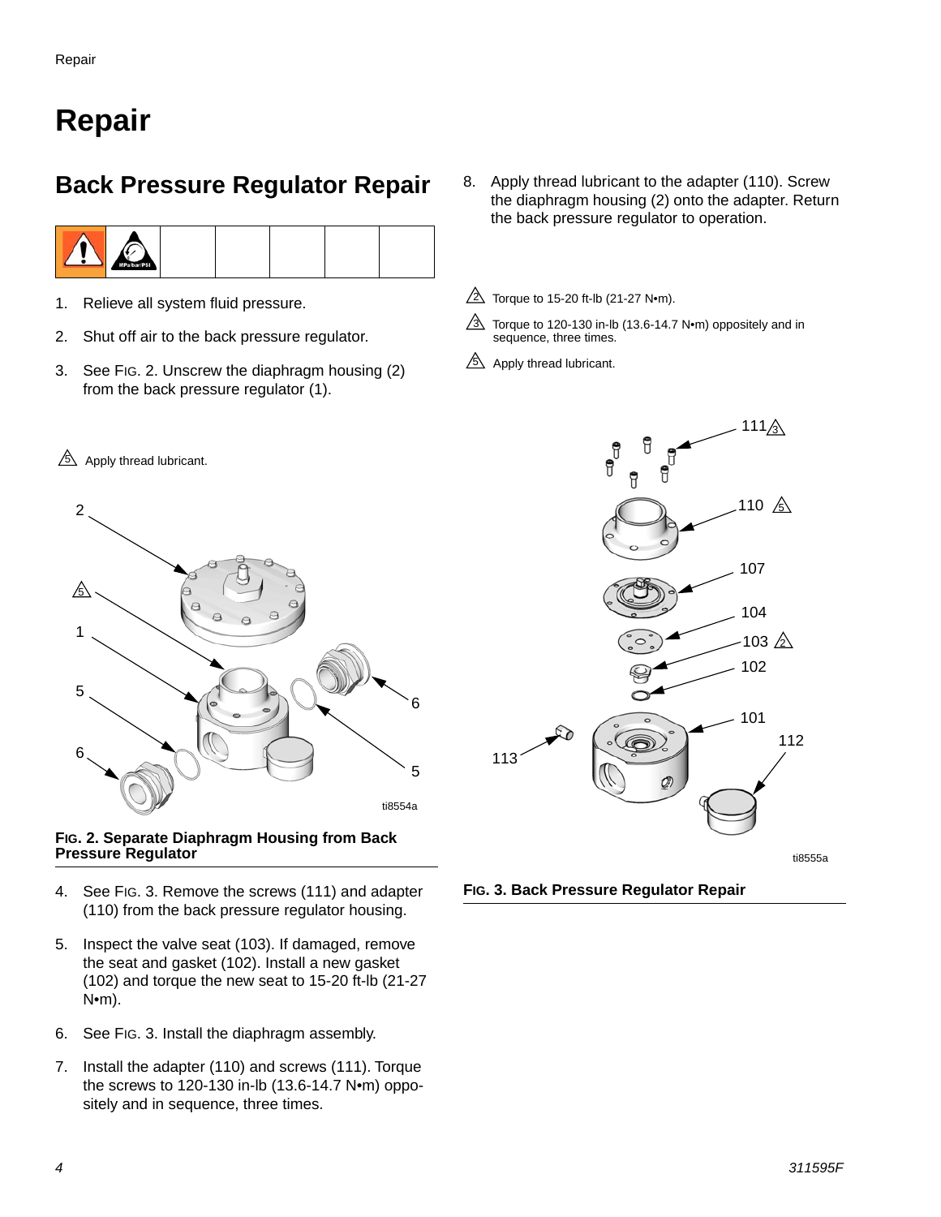# Repair

## Back Pressure Regulator Repair

1. Relieve all system fluid pressure.
2. Shut off air to the back pressure regulator.
3. See FIG. 2. Unscrew the diaphragm housing (2) from the back pressure regulator (1).

5 Apply thread lubricant.

**FIG. 2. Separate Diaphragm Housing from Back Pressure Regulator**

4. See FIG. 3. Remove the screws (111) and adapter (110) from the back pressure regulator housing.
5. Inspect the valve seat (103). If damaged, remove the seat and gasket (102). Install a new gasket (102) and torque the new seat to 15-20 ft-lb (21-27 N•m).
6. See FIG. 3. Install the diaphragm assembly.
7. Install the adapter (110) and screws (111). Torque the screws to 120-130 in-lb (13.6-14.7 N•m) oppositely and in sequence, three times.
8. Apply thread lubricant to the adapter (110). Screw the diaphragm housing (2) onto the adapter. Return the back pressure regulator to operation.

2 Torque to 15-20 ft-lb (21-27 N•m).

3 Torque to 120-130 in-lb (13.6-14.7 N•m) oppositely and in sequence, three times.

5 Apply thread lubricant.

**FIG. 3. Back Pressure Regulator Repair**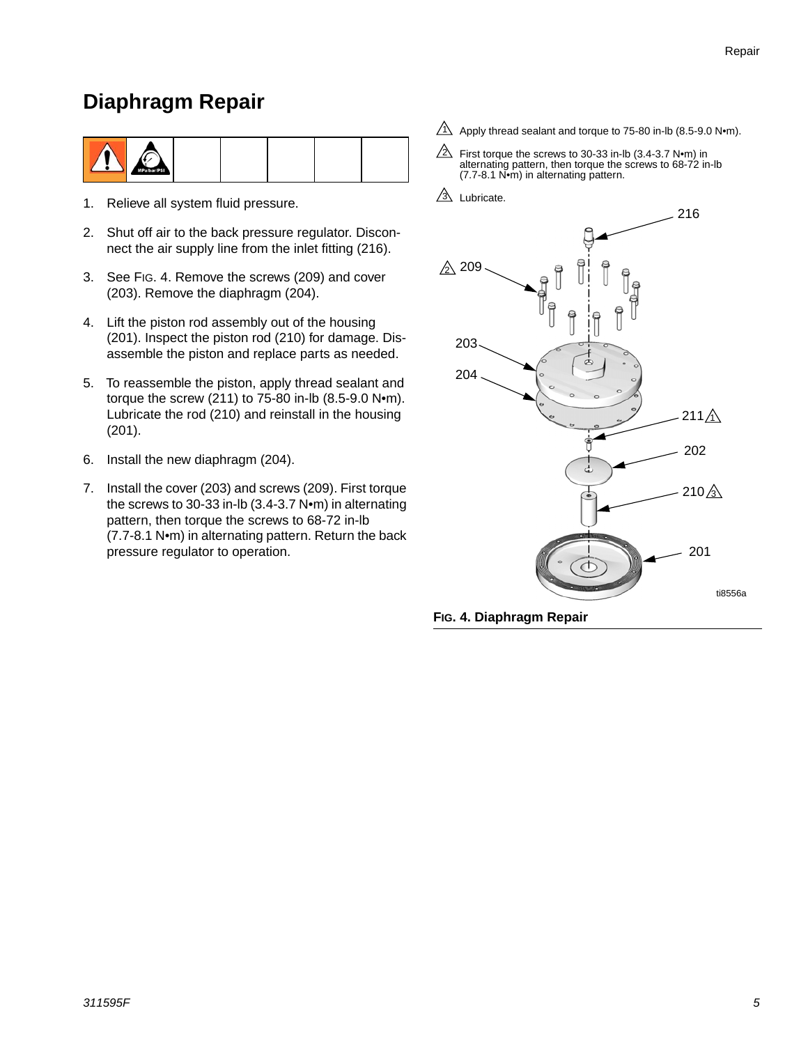# Diaphragm Repair

1. Relieve all system fluid pressure.
2. Shut off air to the back pressure regulator. Disconnect the air supply line from the inlet fitting (216).
3. See FIG. 4. Remove the screws (209) and cover (203). Remove the diaphragm (204).
4. Lift the piston rod assembly out of the housing (201). Inspect the piston rod (210) for damage. Disassemble the piston and replace parts as needed.
5. To reassemble the piston, apply thread sealant and torque the screw (211) to 75-80 in-lb (8.5-9.0 N•m). Lubricate the rod (210) and reinstall in the housing (201).
6. Install the new diaphragm (204).
7. Install the cover (203) and screws (209). First torque the screws to 30-33 in-lb (3.4-3.7 N•m) in alternating pattern, then torque the screws to 68-72 in-lb (7.7-8.1 N•m) in alternating pattern. Return the back pressure regulator to operation.

1. Apply thread sealant and torque to 75-80 in-lb (8.5-9.0 N•m).

2. First torque the screws to 30-33 in-lb (3.4-3.7 N•m) in alternating pattern, then torque the screws to 68-72 in-lb (7.7-8.1 N•m) in alternating pattern.

3. Lubricate.

216, 209, 203, 204, 211, 202, 210, 201

ti8556a

**FIG. 4. Diaphragm Repair**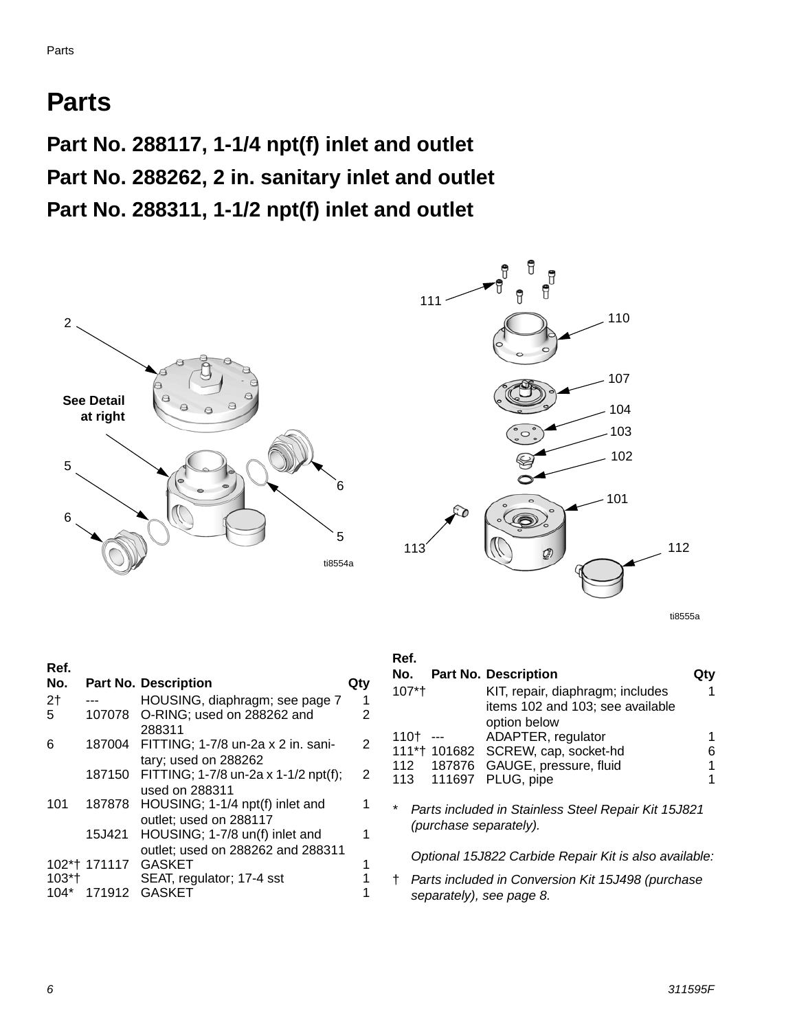# Parts

## Part No. 288117, 1-1/4 npt(f) inlet and outlet

## Part No. 288262, 2 in. sanitary inlet and outlet

## Part No. 288311, 1-1/2 npt(f) inlet and outlet

| Ref. No. | Part No. | Description | Qty |
|---|---|---|---|
| 2† | --- | HOUSING, diaphragm; see page 7 | 1 |
| 5 | 107078 | O-RING; used on 288262 and 288311 | 2 |
| 6 | 187004 | FITTING; 1-7/8 un-2a x 2 in. sanitary; used on 288262 | 2 |
| | 187150 | FITTING; 1-7/8 un-2a x 1-1/2 npt(f); used on 288311 | 2 |
| 101 | 187878 | HOUSING; 1-1/4 npt(f) inlet and outlet; used on 288117 | 1 |
| | 15J421 | HOUSING; 1-7/8 un(f) inlet and outlet; used on 288262 and 288311 | 1 |
| 102*† | 171117 | GASKET | 1 |
| 103*† | | SEAT, regulator; 17-4 sst | 1 |
| 104* | 171912 | GASKET | 1 |
| 107*† | | KIT, repair, diaphragm; includes items 102 and 103; see available option below | 1 |
| 110† | --- | ADAPTER, regulator | 1 |
| 111*† | 101682 | SCREW, cap, socket-hd | 6 |
| 112 | 187876 | GAUGE, pressure, fluid | 1 |
| 113 | 111697 | PLUG, pipe | 1 |

\* *Parts included in Stainless Steel Repair Kit 15J821 (purchase separately).*

*Optional 15J822 Carbide Repair Kit is also available:*

† *Parts included in Conversion Kit 15J498 (purchase separately), see page 8.*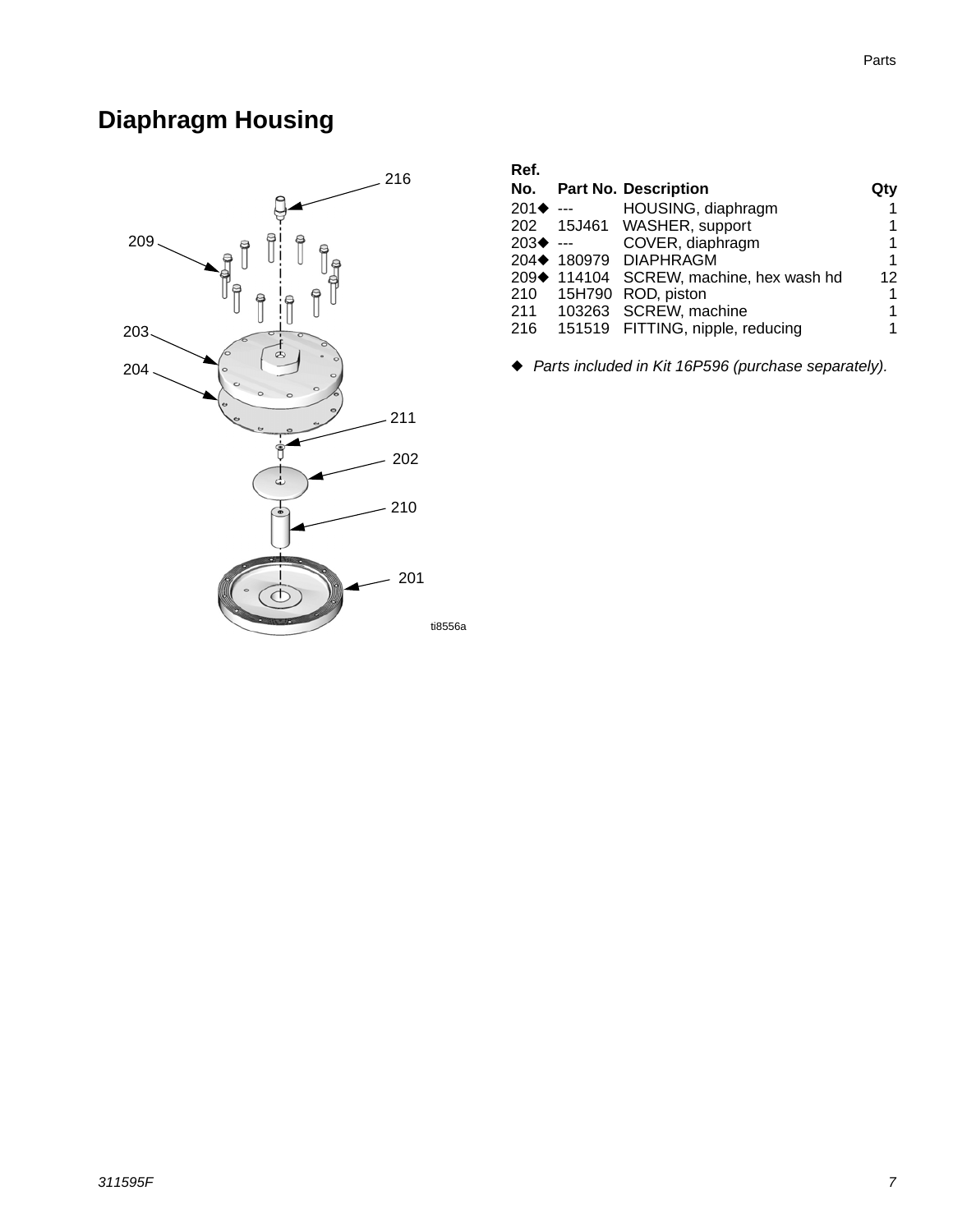# Diaphragm Housing

| Ref. No. | Part No. | Description | Qty |
|---|---|---|---|
| 201◆ | --- | HOUSING, diaphragm | 1 |
| 202 | 15J461 | WASHER, support | 1 |
| 203◆ | --- | COVER, diaphragm | 1 |
| 204◆ | 180979 | DIAPHRAGM | 1 |
| 209◆ | 114104 | SCREW, machine, hex wash hd | 12 |
| 210 | 15H790 | ROD, piston | 1 |
| 211 | 103263 | SCREW, machine | 1 |
| 216 | 151519 | FITTING, nipple, reducing | 1 |

◆ *Parts included in Kit 16P596 (purchase separately).*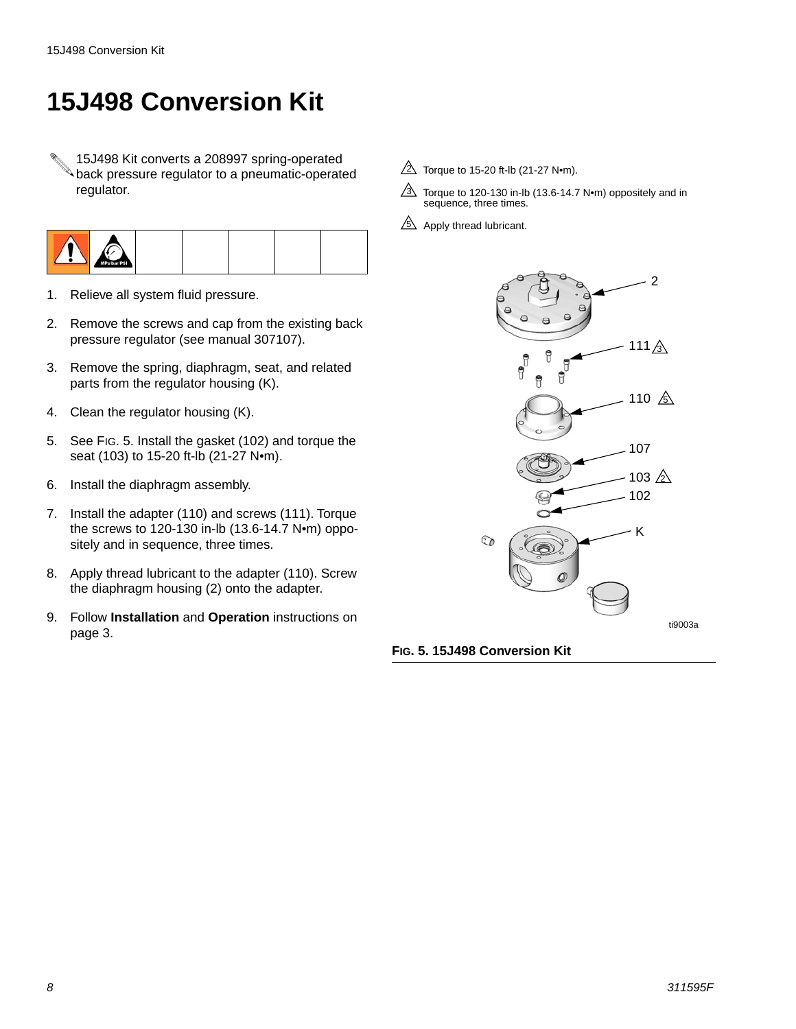# 15J498 Conversion Kit

15J498 Kit converts a 208997 spring-operated back pressure regulator to a pneumatic-operated regulator.

1. Relieve all system fluid pressure.
2. Remove the screws and cap from the existing back pressure regulator (see manual 307107).
3. Remove the spring, diaphragm, seat, and related parts from the regulator housing (K).
4. Clean the regulator housing (K).
5. See FIG. 5. Install the gasket (102) and torque the seat (103) to 15-20 ft-lb (21-27 N•m).
6. Install the diaphragm assembly.
7. Install the adapter (110) and screws (111). Torque the screws to 120-130 in-lb (13.6-14.7 N•m) oppositely and in sequence, three times.
8. Apply thread lubricant to the adapter (110). Screw the diaphragm housing (2) onto the adapter.
9. Follow **Installation** and **Operation** instructions on page 3.

2 Torque to 15-20 ft-lb (21-27 N•m).

3 Torque to 120-130 in-lb (13.6-14.7 N•m) oppositely and in sequence, three times.

5 Apply thread lubricant.

**FIG. 5. 15J498 Conversion Kit**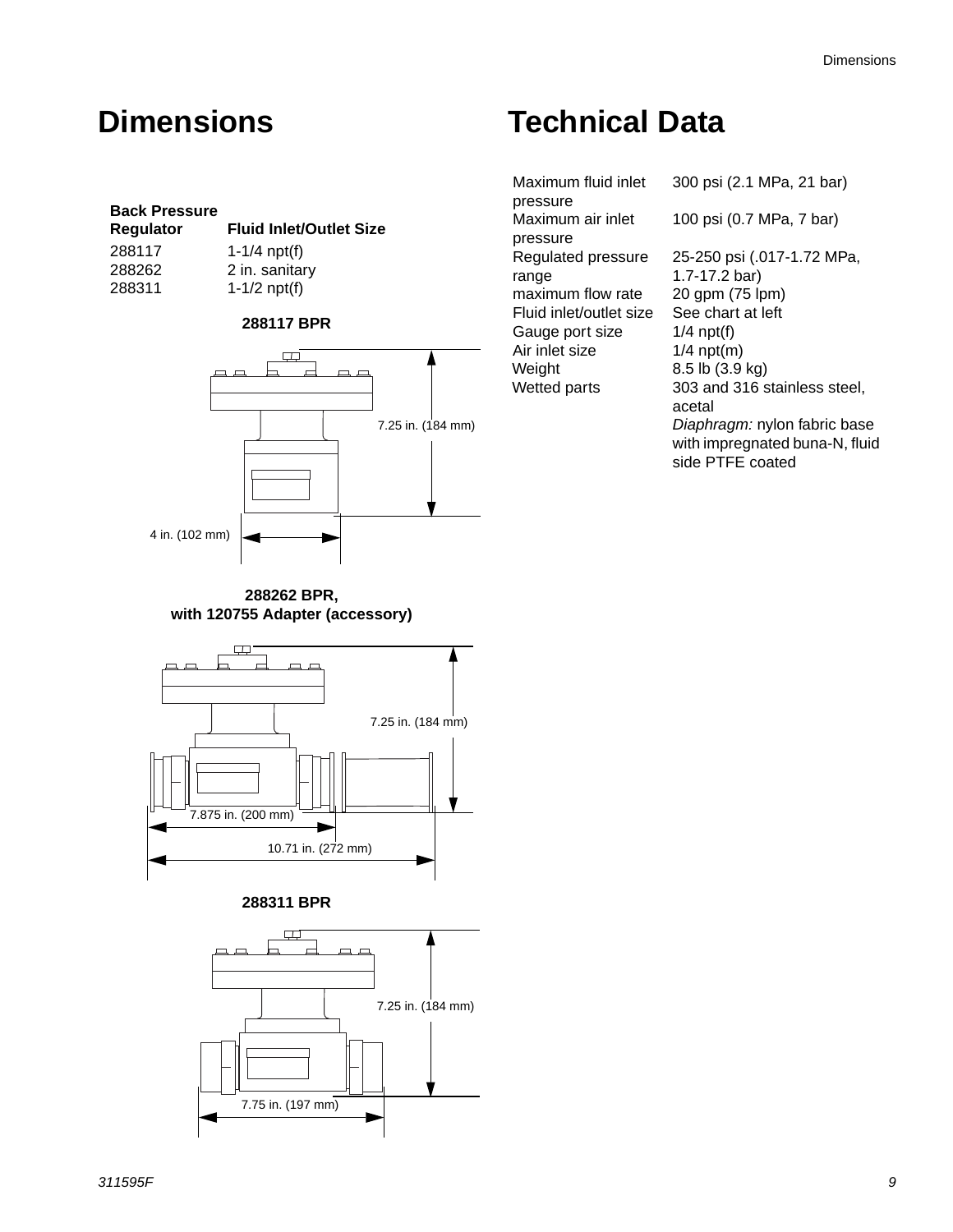# Dimensions

| Back Pressure Regulator | Fluid Inlet/Outlet Size |
|---|---|
| 288117 | 1-1/4 npt(f) |
| 288262 | 2 in. sanitary |
| 288311 | 1-1/2 npt(f) |

**288117 BPR**

7.25 in. (184 mm)

4 in. (102 mm)

**288262 BPR, with 120755 Adapter (accessory)**

7.25 in. (184 mm)

7.875 in. (200 mm)

10.71 in. (272 mm)

**288311 BPR**

7.25 in. (184 mm)

7.75 in. (197 mm)

# Technical Data

| | |
|---|---|
| Maximum fluid inlet pressure | 300 psi (2.1 MPa, 21 bar) |
| Maximum air inlet pressure | 100 psi (0.7 MPa, 7 bar) |
| Regulated pressure range | 25-250 psi (.017-1.72 MPa, 1.7-17.2 bar) |
| maximum flow rate | 20 gpm (75 lpm) |
| Fluid inlet/outlet size | See chart at left |
| Gauge port size | 1/4 npt(f) |
| Air inlet size | 1/4 npt(m) |
| Weight | 8.5 lb (3.9 kg) |
| Wetted parts | 303 and 316 stainless steel, acetal<br>*Diaphragm:* nylon fabric base with impregnated buna-N, fluid side PTFE coated |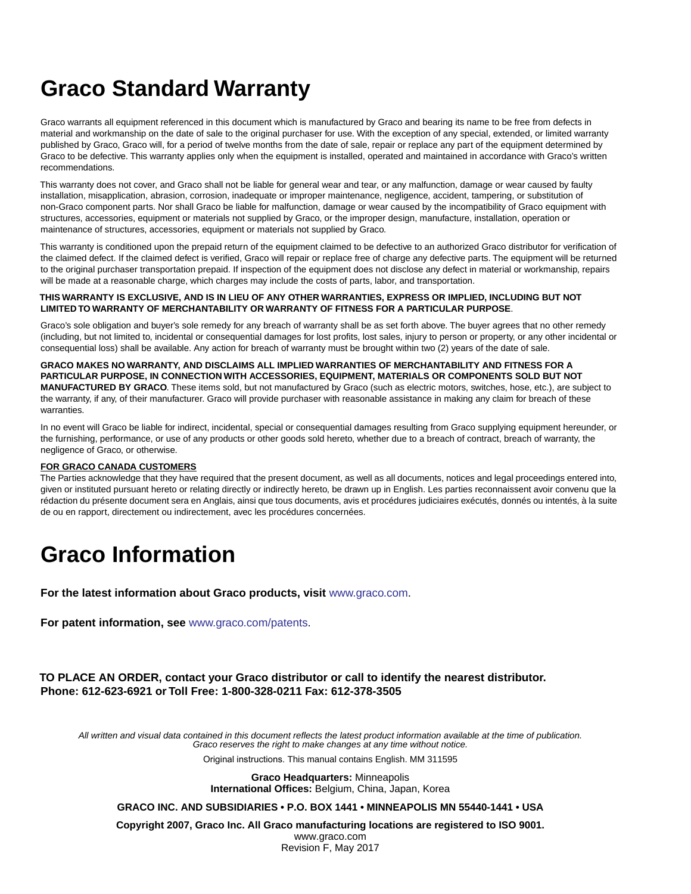# Graco Standard Warranty

Graco warrants all equipment referenced in this document which is manufactured by Graco and bearing its name to be free from defects in material and workmanship on the date of sale to the original purchaser for use. With the exception of any special, extended, or limited warranty published by Graco, Graco will, for a period of twelve months from the date of sale, repair or replace any part of the equipment determined by Graco to be defective. This warranty applies only when the equipment is installed, operated and maintained in accordance with Graco's written recommendations.

This warranty does not cover, and Graco shall not be liable for general wear and tear, or any malfunction, damage or wear caused by faulty installation, misapplication, abrasion, corrosion, inadequate or improper maintenance, negligence, accident, tampering, or substitution of non-Graco component parts. Nor shall Graco be liable for malfunction, damage or wear caused by the incompatibility of Graco equipment with structures, accessories, equipment or materials not supplied by Graco, or the improper design, manufacture, installation, operation or maintenance of structures, accessories, equipment or materials not supplied by Graco.

This warranty is conditioned upon the prepaid return of the equipment claimed to be defective to an authorized Graco distributor for verification of the claimed defect. If the claimed defect is verified, Graco will repair or replace free of charge any defective parts. The equipment will be returned to the original purchaser transportation prepaid. If inspection of the equipment does not disclose any defect in material or workmanship, repairs will be made at a reasonable charge, which charges may include the costs of parts, labor, and transportation.

**THIS WARRANTY IS EXCLUSIVE, AND IS IN LIEU OF ANY OTHER WARRANTIES, EXPRESS OR IMPLIED, INCLUDING BUT NOT LIMITED TO WARRANTY OF MERCHANTABILITY OR WARRANTY OF FITNESS FOR A PARTICULAR PURPOSE**.

Graco's sole obligation and buyer's sole remedy for any breach of warranty shall be as set forth above. The buyer agrees that no other remedy (including, but not limited to, incidental or consequential damages for lost profits, lost sales, injury to person or property, or any other incidental or consequential loss) shall be available. Any action for breach of warranty must be brought within two (2) years of the date of sale.

**GRACO MAKES NO WARRANTY, AND DISCLAIMS ALL IMPLIED WARRANTIES OF MERCHANTABILITY AND FITNESS FOR A PARTICULAR PURPOSE, IN CONNECTION WITH ACCESSORIES, EQUIPMENT, MATERIALS OR COMPONENTS SOLD BUT NOT MANUFACTURED BY GRACO**. These items sold, but not manufactured by Graco (such as electric motors, switches, hose, etc.), are subject to the warranty, if any, of their manufacturer. Graco will provide purchaser with reasonable assistance in making any claim for breach of these warranties.

In no event will Graco be liable for indirect, incidental, special or consequential damages resulting from Graco supplying equipment hereunder, or the furnishing, performance, or use of any products or other goods sold hereto, whether due to a breach of contract, breach of warranty, the negligence of Graco, or otherwise.

**FOR GRACO CANADA CUSTOMERS**

The Parties acknowledge that they have required that the present document, as well as all documents, notices and legal proceedings entered into, given or instituted pursuant hereto or relating directly or indirectly hereto, be drawn up in English. Les parties reconnaissent avoir convenu que la rédaction du présente document sera en Anglais, ainsi que tous documents, avis et procédures judiciaires exécutés, donnés ou intentés, à la suite de ou en rapport, directement ou indirectement, avec les procédures concernées.

# Graco Information

**For the latest information about Graco products, visit** www.graco.com.

**For patent information, see** www.graco.com/patents.

**TO PLACE AN ORDER, contact your Graco distributor or call to identify the nearest distributor.**
**Phone: 612-623-6921 or Toll Free: 1-800-328-0211 Fax: 612-378-3505**

*All written and visual data contained in this document reflects the latest product information available at the time of publication. Graco reserves the right to make changes at any time without notice.*

Original instructions. This manual contains English. MM 311595

**Graco Headquarters:** Minneapolis
**International Offices:** Belgium, China, Japan, Korea

**GRACO INC. AND SUBSIDIARIES • P.O. BOX 1441 • MINNEAPOLIS MN 55440-1441 • USA**

**Copyright 2007, Graco Inc. All Graco manufacturing locations are registered to ISO 9001.**
www.graco.com
Revision F, May 2017